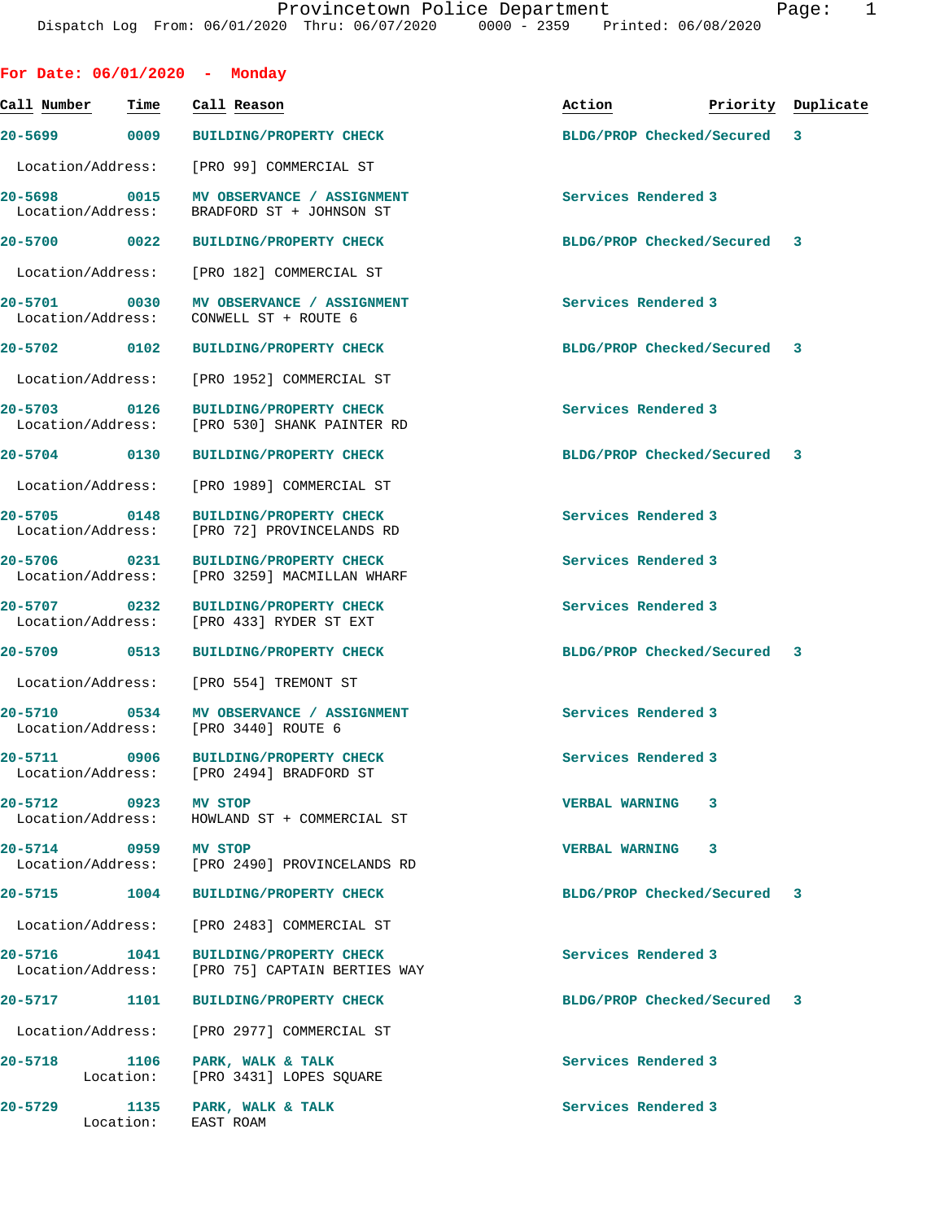Provincetown Police Department
Dispatch Log From: 06/01/2020 Thru: 06/07/2020 0000 - 2359 Printed: 06/08/2020

## For Date: 06/01/2020 - Monday

| Call Number | Time | Call Reason | Action | Priority | Duplicate |
|---|---|---|---|---|---|
| 20-5699 | 0009 | BUILDING/PROPERTY CHECK | BLDG/PROP Checked/Secured | 3 | |
| Location/Address: | | [PRO 99] COMMERCIAL ST | | | |
| 20-5698 | 0015 | MV OBSERVANCE / ASSIGNMENT | Services Rendered | 3 | |
| Location/Address: | | BRADFORD ST + JOHNSON ST | | | |
| 20-5700 | 0022 | BUILDING/PROPERTY CHECK | BLDG/PROP Checked/Secured | 3 | |
| Location/Address: | | [PRO 182] COMMERCIAL ST | | | |
| 20-5701 | 0030 | MV OBSERVANCE / ASSIGNMENT | Services Rendered | 3 | |
| Location/Address: | | CONWELL ST + ROUTE 6 | | | |
| 20-5702 | 0102 | BUILDING/PROPERTY CHECK | BLDG/PROP Checked/Secured | 3 | |
| Location/Address: | | [PRO 1952] COMMERCIAL ST | | | |
| 20-5703 | 0126 | BUILDING/PROPERTY CHECK | Services Rendered | 3 | |
| Location/Address: | | [PRO 530] SHANK PAINTER RD | | | |
| 20-5704 | 0130 | BUILDING/PROPERTY CHECK | BLDG/PROP Checked/Secured | 3 | |
| Location/Address: | | [PRO 1989] COMMERCIAL ST | | | |
| 20-5705 | 0148 | BUILDING/PROPERTY CHECK | Services Rendered | 3 | |
| Location/Address: | | [PRO 72] PROVINCELANDS RD | | | |
| 20-5706 | 0231 | BUILDING/PROPERTY CHECK | Services Rendered | 3 | |
| Location/Address: | | [PRO 3259] MACMILLAN WHARF | | | |
| 20-5707 | 0232 | BUILDING/PROPERTY CHECK | Services Rendered | 3 | |
| Location/Address: | | [PRO 433] RYDER ST EXT | | | |
| 20-5709 | 0513 | BUILDING/PROPERTY CHECK | BLDG/PROP Checked/Secured | 3 | |
| Location/Address: | | [PRO 554] TREMONT ST | | | |
| 20-5710 | 0534 | MV OBSERVANCE / ASSIGNMENT | Services Rendered | 3 | |
| Location/Address: | | [PRO 3440] ROUTE 6 | | | |
| 20-5711 | 0906 | BUILDING/PROPERTY CHECK | Services Rendered | 3 | |
| Location/Address: | | [PRO 2494] BRADFORD ST | | | |
| 20-5712 | 0923 | MV STOP | VERBAL WARNING | 3 | |
| Location/Address: | | HOWLAND ST + COMMERCIAL ST | | | |
| 20-5714 | 0959 | MV STOP | VERBAL WARNING | 3 | |
| Location/Address: | | [PRO 2490] PROVINCELANDS RD | | | |
| 20-5715 | 1004 | BUILDING/PROPERTY CHECK | BLDG/PROP Checked/Secured | 3 | |
| Location/Address: | | [PRO 2483] COMMERCIAL ST | | | |
| 20-5716 | 1041 | BUILDING/PROPERTY CHECK | Services Rendered | 3 | |
| Location/Address: | | [PRO 75] CAPTAIN BERTIES WAY | | | |
| 20-5717 | 1101 | BUILDING/PROPERTY CHECK | BLDG/PROP Checked/Secured | 3 | |
| Location/Address: | | [PRO 2977] COMMERCIAL ST | | | |
| 20-5718 | 1106 | PARK, WALK & TALK | Services Rendered | 3 | |
| Location: | | [PRO 3431] LOPES SQUARE | | | |
| 20-5729 | 1135 | PARK, WALK & TALK | Services Rendered | 3 | |
| Location: | | EAST ROAM | | | |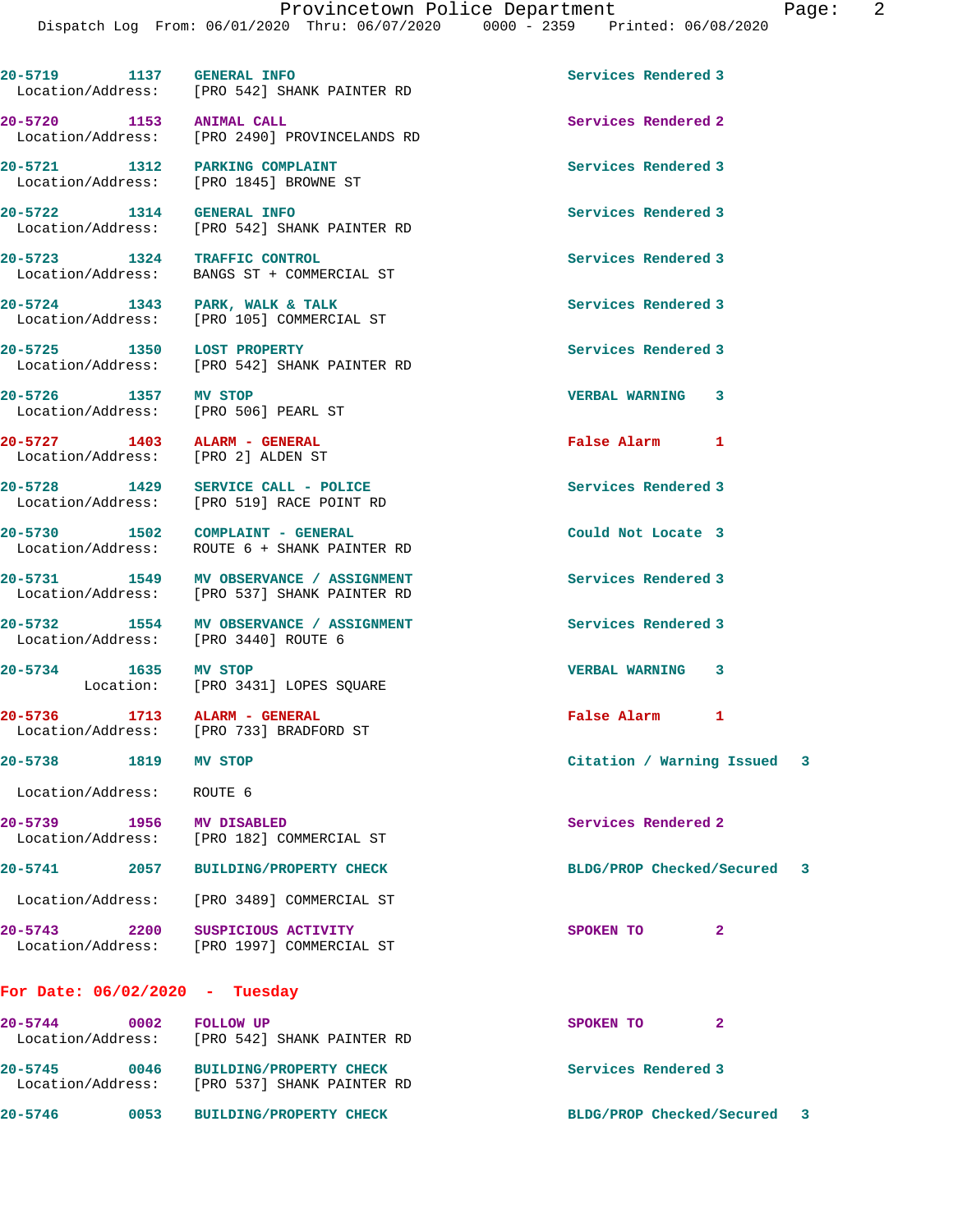| Call # | Time | Call Type | Disposition |
|---|---|---|---|
| 20-5719 | 1137 | GENERAL INFO | Services Rendered 3 |
| Location/Address: | | [PRO 542] SHANK PAINTER RD | |
| 20-5720 | 1153 | ANIMAL CALL | Services Rendered 2 |
| Location/Address: | | [PRO 2490] PROVINCELANDS RD | |
| 20-5721 | 1312 | PARKING COMPLAINT | Services Rendered 3 |
| Location/Address: | | [PRO 1845] BROWNE ST | |
| 20-5722 | 1314 | GENERAL INFO | Services Rendered 3 |
| Location/Address: | | [PRO 542] SHANK PAINTER RD | |
| 20-5723 | 1324 | TRAFFIC CONTROL | Services Rendered 3 |
| Location/Address: | | BANGS ST + COMMERCIAL ST | |
| 20-5724 | 1343 | PARK, WALK & TALK | Services Rendered 3 |
| Location/Address: | | [PRO 105] COMMERCIAL ST | |
| 20-5725 | 1350 | LOST PROPERTY | Services Rendered 3 |
| Location/Address: | | [PRO 542] SHANK PAINTER RD | |
| 20-5726 | 1357 | MV STOP | VERBAL WARNING 3 |
| Location/Address: | | [PRO 506] PEARL ST | |
| 20-5727 | 1403 | ALARM - GENERAL | False Alarm 1 |
| Location/Address: | | [PRO 2] ALDEN ST | |
| 20-5728 | 1429 | SERVICE CALL - POLICE | Services Rendered 3 |
| Location/Address: | | [PRO 519] RACE POINT RD | |
| 20-5730 | 1502 | COMPLAINT - GENERAL | Could Not Locate 3 |
| Location/Address: | | ROUTE 6 + SHANK PAINTER RD | |
| 20-5731 | 1549 | MV OBSERVANCE / ASSIGNMENT | Services Rendered 3 |
| Location/Address: | | [PRO 537] SHANK PAINTER RD | |
| 20-5732 | 1554 | MV OBSERVANCE / ASSIGNMENT | Services Rendered 3 |
| Location/Address: | | [PRO 3440] ROUTE 6 | |
| 20-5734 | 1635 | MV STOP | VERBAL WARNING 3 |
| Location: | | [PRO 3431] LOPES SQUARE | |
| 20-5736 | 1713 | ALARM - GENERAL | False Alarm 1 |
| Location/Address: | | [PRO 733] BRADFORD ST | |
| 20-5738 | 1819 | MV STOP | Citation / Warning Issued 3 |
| Location/Address: | | ROUTE 6 | |
| 20-5739 | 1956 | MV DISABLED | Services Rendered 2 |
| Location/Address: | | [PRO 182] COMMERCIAL ST | |
| 20-5741 | 2057 | BUILDING/PROPERTY CHECK | BLDG/PROP Checked/Secured 3 |
| Location/Address: | | [PRO 3489] COMMERCIAL ST | |
| 20-5743 | 2200 | SUSPICIOUS ACTIVITY | SPOKEN TO 2 |
| Location/Address: | | [PRO 1997] COMMERCIAL ST | |

**For Date: 06/02/2020 - Tuesday**

| Call # | Time | Call Type | Disposition |
|---|---|---|---|
| 20-5744 | 0002 | FOLLOW UP | SPOKEN TO 2 |
| Location/Address: | | [PRO 542] SHANK PAINTER RD | |
| 20-5745 | 0046 | BUILDING/PROPERTY CHECK | Services Rendered 3 |
| Location/Address: | | [PRO 537] SHANK PAINTER RD | |
| 20-5746 | 0053 | BUILDING/PROPERTY CHECK | BLDG/PROP Checked/Secured 3 |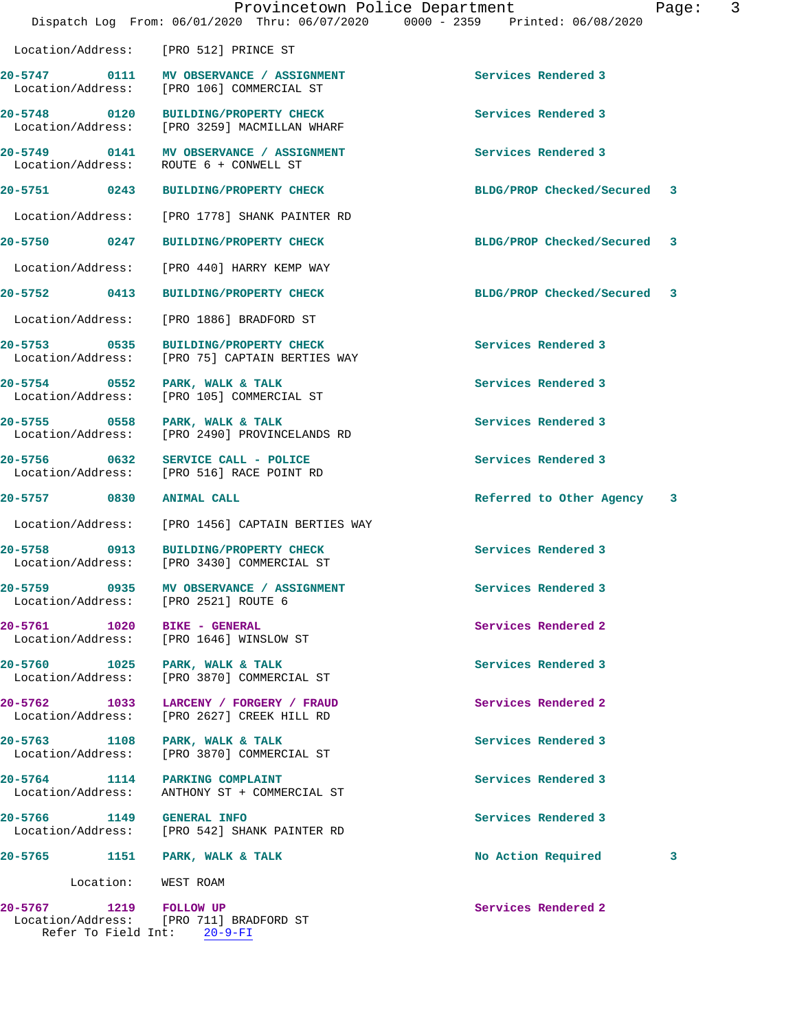Location/Address: [PRO 512] PRINCE ST

**20-5747 0111 MV OBSERVANCE / ASSIGNMENT** Services Rendered 3
Location/Address: [PRO 106] COMMERCIAL ST

**20-5748 0120 BUILDING/PROPERTY CHECK** Services Rendered 3
Location/Address: [PRO 3259] MACMILLAN WHARF

**20-5749 0141 MV OBSERVANCE / ASSIGNMENT** Services Rendered 3
Location/Address: ROUTE 6 + CONWELL ST

**20-5751 0243 BUILDING/PROPERTY CHECK** BLDG/PROP Checked/Secured 3
Location/Address: [PRO 1778] SHANK PAINTER RD

**20-5750 0247 BUILDING/PROPERTY CHECK** BLDG/PROP Checked/Secured 3
Location/Address: [PRO 440] HARRY KEMP WAY

**20-5752 0413 BUILDING/PROPERTY CHECK** BLDG/PROP Checked/Secured 3
Location/Address: [PRO 1886] BRADFORD ST

**20-5753 0535 BUILDING/PROPERTY CHECK** Services Rendered 3
Location/Address: [PRO 75] CAPTAIN BERTIES WAY

**20-5754 0552 PARK, WALK & TALK** Services Rendered 3
Location/Address: [PRO 105] COMMERCIAL ST

**20-5755 0558 PARK, WALK & TALK** Services Rendered 3
Location/Address: [PRO 2490] PROVINCELANDS RD

**20-5756 0632 SERVICE CALL - POLICE** Services Rendered 3
Location/Address: [PRO 516] RACE POINT RD

**20-5757 0830 ANIMAL CALL** Referred to Other Agency 3
Location/Address: [PRO 1456] CAPTAIN BERTIES WAY

**20-5758 0913 BUILDING/PROPERTY CHECK** Services Rendered 3
Location/Address: [PRO 3430] COMMERCIAL ST

**20-5759 0935 MV OBSERVANCE / ASSIGNMENT** Services Rendered 3
Location/Address: [PRO 2521] ROUTE 6

**20-5761 1020 BIKE - GENERAL** Services Rendered 2
Location/Address: [PRO 1646] WINSLOW ST

**20-5760 1025 PARK, WALK & TALK** Services Rendered 3
Location/Address: [PRO 3870] COMMERCIAL ST

**20-5762 1033 LARCENY / FORGERY / FRAUD** Services Rendered 2
Location/Address: [PRO 2627] CREEK HILL RD

**20-5763 1108 PARK, WALK & TALK** Services Rendered 3
Location/Address: [PRO 3870] COMMERCIAL ST

**20-5764 1114 PARKING COMPLAINT** Services Rendered 3
Location/Address: ANTHONY ST + COMMERCIAL ST

**20-5766 1149 GENERAL INFO** Services Rendered 3
Location/Address: [PRO 542] SHANK PAINTER RD

**20-5765 1151 PARK, WALK & TALK** No Action Required 3
Location: WEST ROAM

**20-5767 1219 FOLLOW UP** Services Rendered 2
Location/Address: [PRO 711] BRADFORD ST
Refer To Field Int: 20-9-FI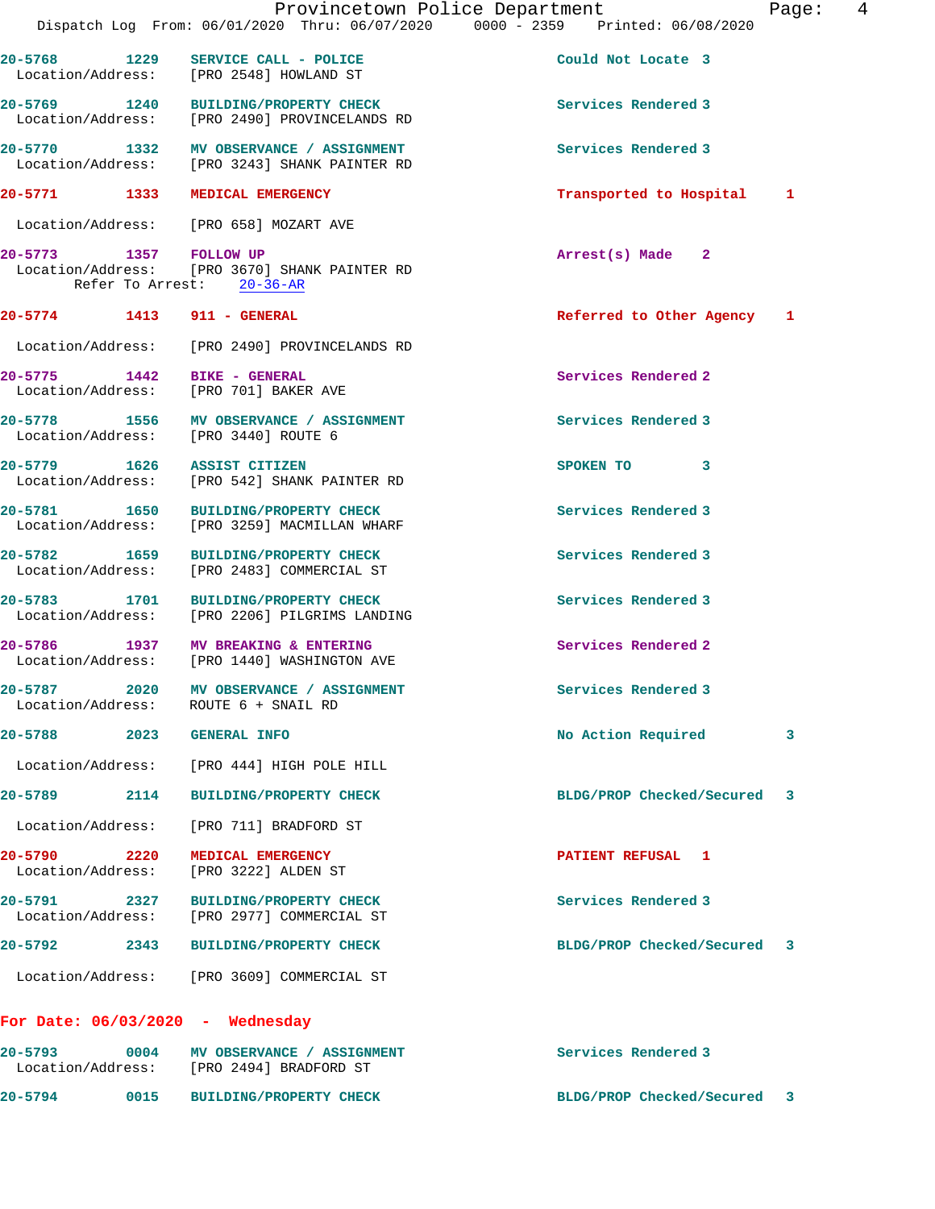20-5768 1229 SERVICE CALL - POLICE Could Not Locate 3
Location/Address: [PRO 2548] HOWLAND ST

20-5769 1240 BUILDING/PROPERTY CHECK Services Rendered 3
Location/Address: [PRO 2490] PROVINCELANDS RD

20-5770 1332 MV OBSERVANCE / ASSIGNMENT Services Rendered 3
Location/Address: [PRO 3243] SHANK PAINTER RD

20-5771 1333 MEDICAL EMERGENCY Transported to Hospital 1
Location/Address: [PRO 658] MOZART AVE

20-5773 1357 FOLLOW UP Arrest(s) Made 2
Location/Address: [PRO 3670] SHANK PAINTER RD
Refer To Arrest: 20-36-AR

20-5774 1413 911 - GENERAL Referred to Other Agency 1
Location/Address: [PRO 2490] PROVINCELANDS RD

20-5775 1442 BIKE - GENERAL Services Rendered 2
Location/Address: [PRO 701] BAKER AVE

20-5778 1556 MV OBSERVANCE / ASSIGNMENT Services Rendered 3
Location/Address: [PRO 3440] ROUTE 6

20-5779 1626 ASSIST CITIZEN SPOKEN TO 3
Location/Address: [PRO 542] SHANK PAINTER RD

20-5781 1650 BUILDING/PROPERTY CHECK Services Rendered 3
Location/Address: [PRO 3259] MACMILLAN WHARF

20-5782 1659 BUILDING/PROPERTY CHECK Services Rendered 3
Location/Address: [PRO 2483] COMMERCIAL ST

20-5783 1701 BUILDING/PROPERTY CHECK Services Rendered 3
Location/Address: [PRO 2206] PILGRIMS LANDING

20-5786 1937 MV BREAKING & ENTERING Services Rendered 2
Location/Address: [PRO 1440] WASHINGTON AVE

20-5787 2020 MV OBSERVANCE / ASSIGNMENT Services Rendered 3
Location/Address: ROUTE 6 + SNAIL RD

20-5788 2023 GENERAL INFO No Action Required 3
Location/Address: [PRO 444] HIGH POLE HILL

20-5789 2114 BUILDING/PROPERTY CHECK BLDG/PROP Checked/Secured 3
Location/Address: [PRO 711] BRADFORD ST

20-5790 2220 MEDICAL EMERGENCY PATIENT REFUSAL 1
Location/Address: [PRO 3222] ALDEN ST

20-5791 2327 BUILDING/PROPERTY CHECK Services Rendered 3
Location/Address: [PRO 2977] COMMERCIAL ST

20-5792 2343 BUILDING/PROPERTY CHECK BLDG/PROP Checked/Secured 3
Location/Address: [PRO 3609] COMMERCIAL ST

## For Date: 06/03/2020 - Wednesday

20-5793 0004 MV OBSERVANCE / ASSIGNMENT Services Rendered 3
Location/Address: [PRO 2494] BRADFORD ST

20-5794 0015 BUILDING/PROPERTY CHECK BLDG/PROP Checked/Secured 3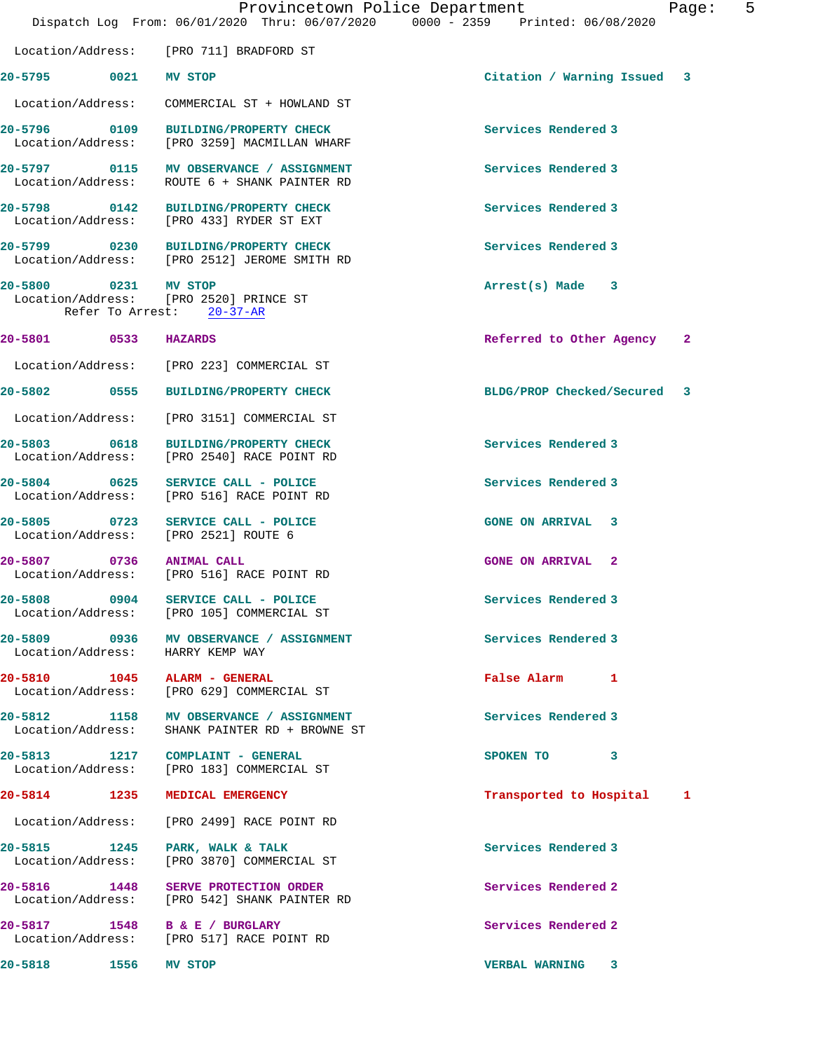Location/Address: [PRO 711] BRADFORD ST

**20-5795 0021 MV STOP** Citation / Warning Issued 3

Location/Address: COMMERCIAL ST + HOWLAND ST

**20-5796 0109 BUILDING/PROPERTY CHECK** Services Rendered 3
Location/Address: [PRO 3259] MACMILLAN WHARF

**20-5797 0115 MV OBSERVANCE / ASSIGNMENT** Services Rendered 3
Location/Address: ROUTE 6 + SHANK PAINTER RD

**20-5798 0142 BUILDING/PROPERTY CHECK** Services Rendered 3
Location/Address: [PRO 433] RYDER ST EXT

**20-5799 0230 BUILDING/PROPERTY CHECK** Services Rendered 3
Location/Address: [PRO 2512] JEROME SMITH RD

**20-5800 0231 MV STOP** Arrest(s) Made 3
Location/Address: [PRO 2520] PRINCE ST
Refer To Arrest: 20-37-AR

**20-5801 0533 HAZARDS** Referred to Other Agency 2

Location/Address: [PRO 223] COMMERCIAL ST

**20-5802 0555 BUILDING/PROPERTY CHECK** BLDG/PROP Checked/Secured 3

Location/Address: [PRO 3151] COMMERCIAL ST

**20-5803 0618 BUILDING/PROPERTY CHECK** Services Rendered 3
Location/Address: [PRO 2540] RACE POINT RD

**20-5804 0625 SERVICE CALL - POLICE** Services Rendered 3
Location/Address: [PRO 516] RACE POINT RD

**20-5805 0723 SERVICE CALL - POLICE** GONE ON ARRIVAL 3
Location/Address: [PRO 2521] ROUTE 6

**20-5807 0736 ANIMAL CALL** GONE ON ARRIVAL 2
Location/Address: [PRO 516] RACE POINT RD

**20-5808 0904 SERVICE CALL - POLICE** Services Rendered 3
Location/Address: [PRO 105] COMMERCIAL ST

**20-5809 0936 MV OBSERVANCE / ASSIGNMENT** Services Rendered 3
Location/Address: HARRY KEMP WAY

**20-5810 1045 ALARM - GENERAL** False Alarm 1
Location/Address: [PRO 629] COMMERCIAL ST

**20-5812 1158 MV OBSERVANCE / ASSIGNMENT** Services Rendered 3
Location/Address: SHANK PAINTER RD + BROWNE ST

**20-5813 1217 COMPLAINT - GENERAL** SPOKEN TO 3
Location/Address: [PRO 183] COMMERCIAL ST

**20-5814 1235 MEDICAL EMERGENCY** Transported to Hospital 1

Location/Address: [PRO 2499] RACE POINT RD

**20-5815 1245 PARK, WALK & TALK** Services Rendered 3
Location/Address: [PRO 3870] COMMERCIAL ST

**20-5816 1448 SERVE PROTECTION ORDER** Services Rendered 2
Location/Address: [PRO 542] SHANK PAINTER RD

**20-5817 1548 B & E / BURGLARY** Services Rendered 2
Location/Address: [PRO 517] RACE POINT RD

**20-5818 1556 MV STOP** VERBAL WARNING 3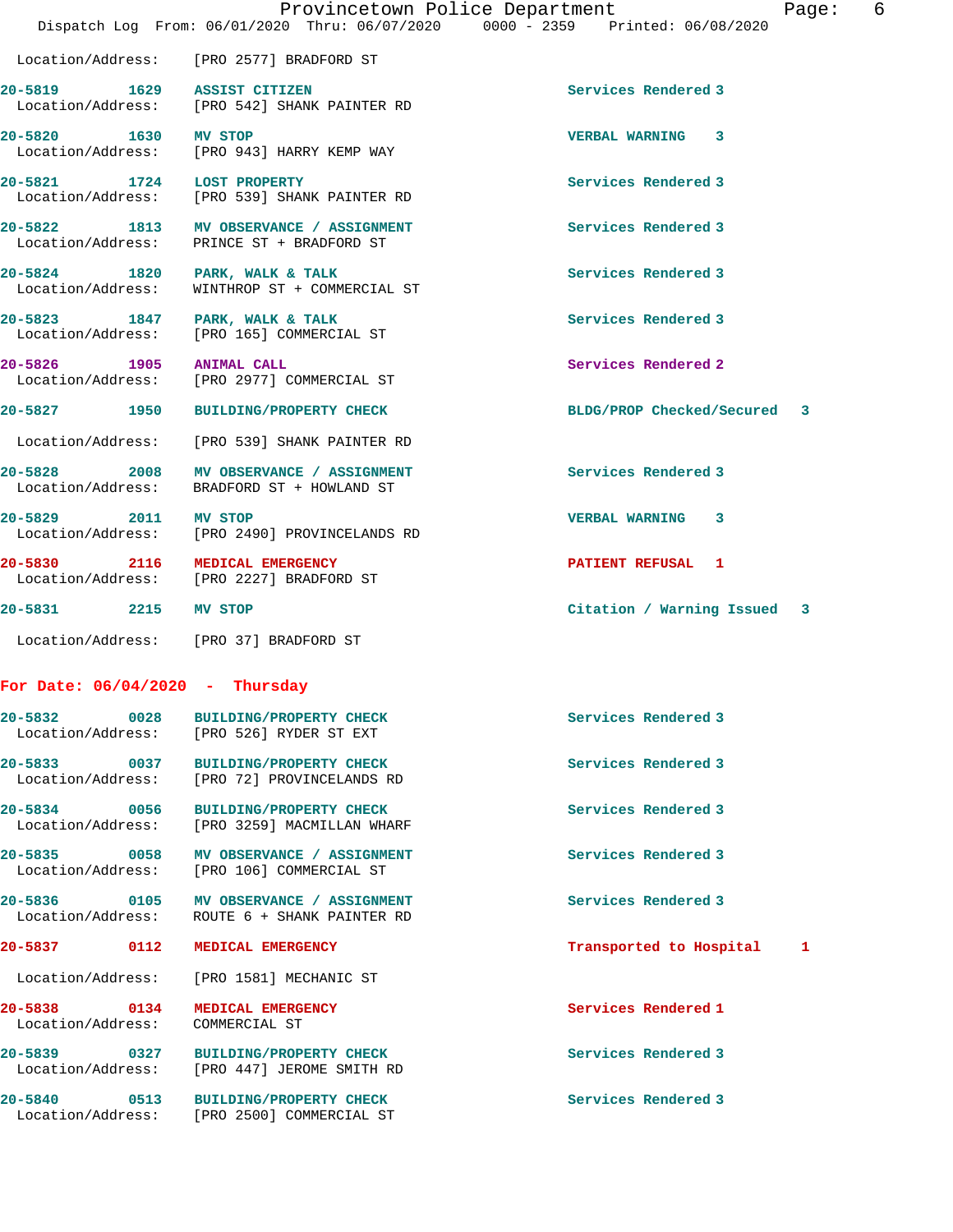Location/Address: [PRO 2577] BRADFORD ST

| Call # | Time | Call Type | Disposition | Priority |
|---|---|---|---|---|
| 20-5819 | 1629 | ASSIST CITIZEN | Services Rendered | 3 |
| | | Location/Address: [PRO 542] SHANK PAINTER RD | | |
| 20-5820 | 1630 | MV STOP | VERBAL WARNING | 3 |
| | | Location/Address: [PRO 943] HARRY KEMP WAY | | |
| 20-5821 | 1724 | LOST PROPERTY | Services Rendered | 3 |
| | | Location/Address: [PRO 539] SHANK PAINTER RD | | |
| 20-5822 | 1813 | MV OBSERVANCE / ASSIGNMENT | Services Rendered | 3 |
| | | Location/Address: PRINCE ST + BRADFORD ST | | |
| 20-5824 | 1820 | PARK, WALK & TALK | Services Rendered | 3 |
| | | Location/Address: WINTHROP ST + COMMERCIAL ST | | |
| 20-5823 | 1847 | PARK, WALK & TALK | Services Rendered | 3 |
| | | Location/Address: [PRO 165] COMMERCIAL ST | | |
| 20-5826 | 1905 | ANIMAL CALL | Services Rendered | 2 |
| | | Location/Address: [PRO 2977] COMMERCIAL ST | | |
| 20-5827 | 1950 | BUILDING/PROPERTY CHECK | BLDG/PROP Checked/Secured | 3 |
| | | Location/Address: [PRO 539] SHANK PAINTER RD | | |
| 20-5828 | 2008 | MV OBSERVANCE / ASSIGNMENT | Services Rendered | 3 |
| | | Location/Address: BRADFORD ST + HOWLAND ST | | |
| 20-5829 | 2011 | MV STOP | VERBAL WARNING | 3 |
| | | Location/Address: [PRO 2490] PROVINCELANDS RD | | |
| 20-5830 | 2116 | MEDICAL EMERGENCY | PATIENT REFUSAL | 1 |
| | | Location/Address: [PRO 2227] BRADFORD ST | | |
| 20-5831 | 2215 | MV STOP | Citation / Warning Issued | 3 |
| | | Location/Address: [PRO 37] BRADFORD ST | | |

## For Date: 06/04/2020 - Thursday

| Call # | Time | Call Type | Disposition | Priority |
|---|---|---|---|---|
| 20-5832 | 0028 | BUILDING/PROPERTY CHECK | Services Rendered | 3 |
| | | Location/Address: [PRO 526] RYDER ST EXT | | |
| 20-5833 | 0037 | BUILDING/PROPERTY CHECK | Services Rendered | 3 |
| | | Location/Address: [PRO 72] PROVINCELANDS RD | | |
| 20-5834 | 0056 | BUILDING/PROPERTY CHECK | Services Rendered | 3 |
| | | Location/Address: [PRO 3259] MACMILLAN WHARF | | |
| 20-5835 | 0058 | MV OBSERVANCE / ASSIGNMENT | Services Rendered | 3 |
| | | Location/Address: [PRO 106] COMMERCIAL ST | | |
| 20-5836 | 0105 | MV OBSERVANCE / ASSIGNMENT | Services Rendered | 3 |
| | | Location/Address: ROUTE 6 + SHANK PAINTER RD | | |
| 20-5837 | 0112 | MEDICAL EMERGENCY | Transported to Hospital | 1 |
| | | Location/Address: [PRO 1581] MECHANIC ST | | |
| 20-5838 | 0134 | MEDICAL EMERGENCY | Services Rendered | 1 |
| | | Location/Address: COMMERCIAL ST | | |
| 20-5839 | 0327 | BUILDING/PROPERTY CHECK | Services Rendered | 3 |
| | | Location/Address: [PRO 447] JEROME SMITH RD | | |
| 20-5840 | 0513 | BUILDING/PROPERTY CHECK | Services Rendered | 3 |
| | | Location/Address: [PRO 2500] COMMERCIAL ST | | |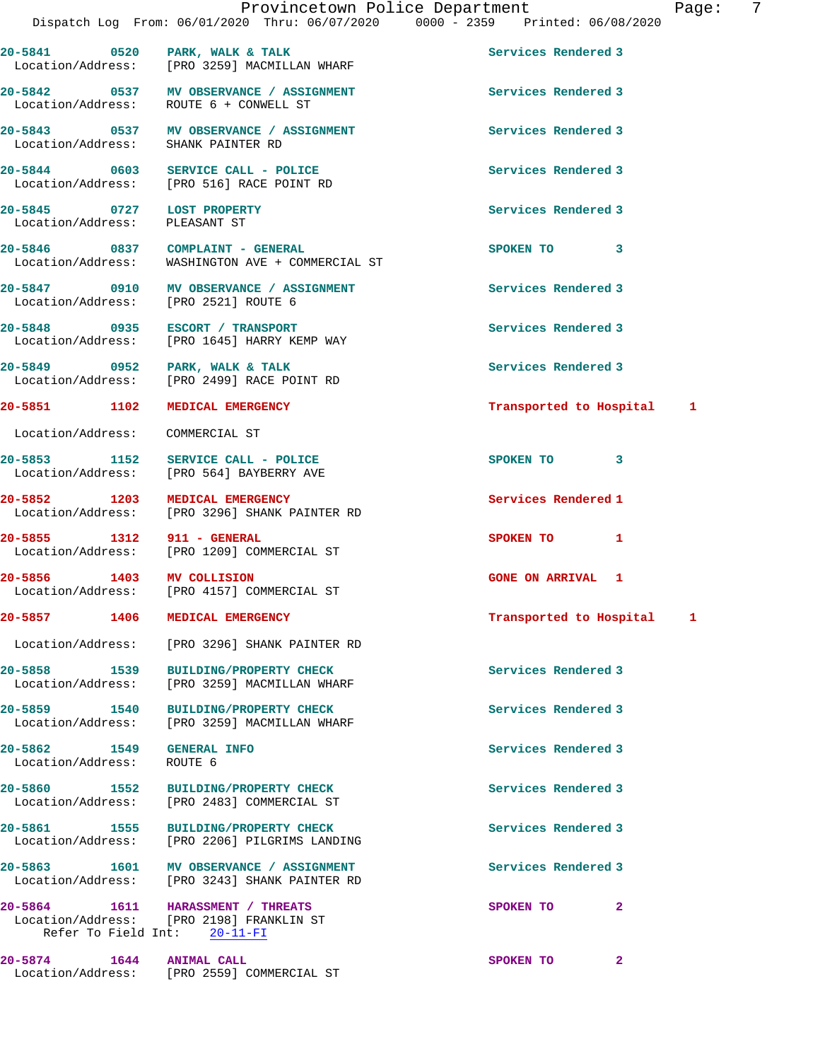| Call # | Time | Call Type | Disposition | Priority |
|---|---|---|---|---|
| 20-5841 | 0520 | PARK, WALK & TALK | Services Rendered | 3 |
| Location/Address: | | [PRO 3259] MACMILLAN WHARF | | |
| 20-5842 | 0537 | MV OBSERVANCE / ASSIGNMENT | Services Rendered | 3 |
| Location/Address: | | ROUTE 6 + CONWELL ST | | |
| 20-5843 | 0537 | MV OBSERVANCE / ASSIGNMENT | Services Rendered | 3 |
| Location/Address: | | SHANK PAINTER RD | | |
| 20-5844 | 0603 | SERVICE CALL - POLICE | Services Rendered | 3 |
| Location/Address: | | [PRO 516] RACE POINT RD | | |
| 20-5845 | 0727 | LOST PROPERTY | Services Rendered | 3 |
| Location/Address: | | PLEASANT ST | | |
| 20-5846 | 0837 | COMPLAINT - GENERAL | SPOKEN TO | 3 |
| Location/Address: | | WASHINGTON AVE + COMMERCIAL ST | | |
| 20-5847 | 0910 | MV OBSERVANCE / ASSIGNMENT | Services Rendered | 3 |
| Location/Address: | | [PRO 2521] ROUTE 6 | | |
| 20-5848 | 0935 | ESCORT / TRANSPORT | Services Rendered | 3 |
| Location/Address: | | [PRO 1645] HARRY KEMP WAY | | |
| 20-5849 | 0952 | PARK, WALK & TALK | Services Rendered | 3 |
| Location/Address: | | [PRO 2499] RACE POINT RD | | |
| 20-5851 | 1102 | MEDICAL EMERGENCY | Transported to Hospital | 1 |
| Location/Address: | | COMMERCIAL ST | | |
| 20-5853 | 1152 | SERVICE CALL - POLICE | SPOKEN TO | 3 |
| Location/Address: | | [PRO 564] BAYBERRY AVE | | |
| 20-5852 | 1203 | MEDICAL EMERGENCY | Services Rendered | 1 |
| Location/Address: | | [PRO 3296] SHANK PAINTER RD | | |
| 20-5855 | 1312 | 911 - GENERAL | SPOKEN TO | 1 |
| Location/Address: | | [PRO 1209] COMMERCIAL ST | | |
| 20-5856 | 1403 | MV COLLISION | GONE ON ARRIVAL | 1 |
| Location/Address: | | [PRO 4157] COMMERCIAL ST | | |
| 20-5857 | 1406 | MEDICAL EMERGENCY | Transported to Hospital | 1 |
| Location/Address: | | [PRO 3296] SHANK PAINTER RD | | |
| 20-5858 | 1539 | BUILDING/PROPERTY CHECK | Services Rendered | 3 |
| Location/Address: | | [PRO 3259] MACMILLAN WHARF | | |
| 20-5859 | 1540 | BUILDING/PROPERTY CHECK | Services Rendered | 3 |
| Location/Address: | | [PRO 3259] MACMILLAN WHARF | | |
| 20-5862 | 1549 | GENERAL INFO | Services Rendered | 3 |
| Location/Address: | | ROUTE 6 | | |
| 20-5860 | 1552 | BUILDING/PROPERTY CHECK | Services Rendered | 3 |
| Location/Address: | | [PRO 2483] COMMERCIAL ST | | |
| 20-5861 | 1555 | BUILDING/PROPERTY CHECK | Services Rendered | 3 |
| Location/Address: | | [PRO 2206] PILGRIMS LANDING | | |
| 20-5863 | 1601 | MV OBSERVANCE / ASSIGNMENT | Services Rendered | 3 |
| Location/Address: | | [PRO 3243] SHANK PAINTER RD | | |
| 20-5864 | 1611 | HARASSMENT / THREATS | SPOKEN TO | 2 |
| Location/Address: | | [PRO 2198] FRANKLIN ST | | |
| Refer To Field Int: | | 20-11-FI | | |
| 20-5874 | 1644 | ANIMAL CALL | SPOKEN TO | 2 |
| Location/Address: | | [PRO 2559] COMMERCIAL ST | | |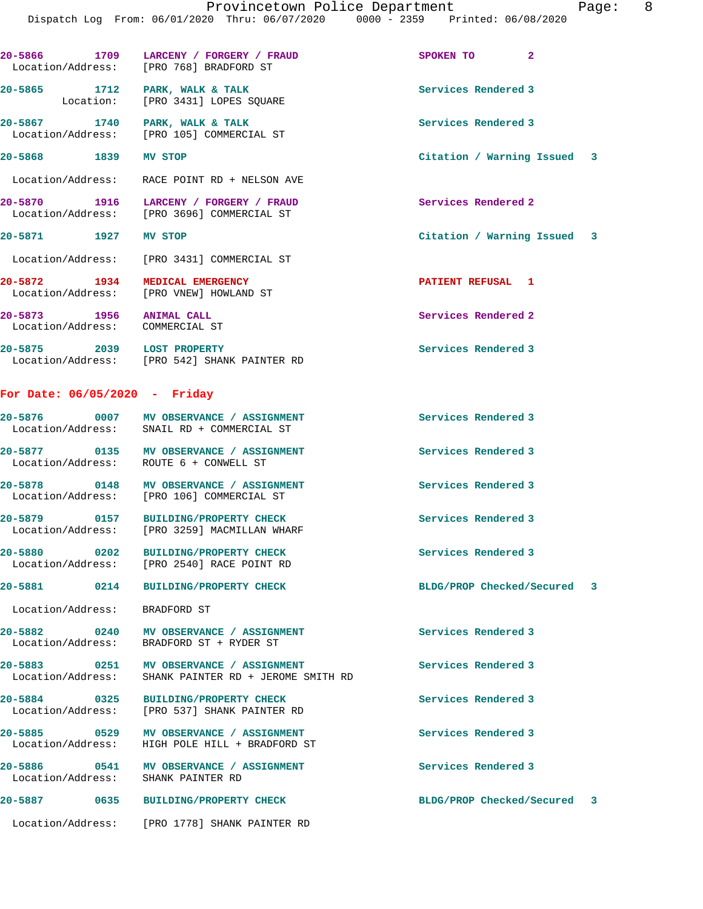20-5866 1709 LARCENY / FORGERY / FRAUD SPOKEN TO 2
Location/Address: [PRO 768] BRADFORD ST

20-5865 1712 PARK, WALK & TALK Services Rendered 3
Location: [PRO 3431] LOPES SQUARE

20-5867 1740 PARK, WALK & TALK Services Rendered 3
Location/Address: [PRO 105] COMMERCIAL ST

20-5868 1839 MV STOP Citation / Warning Issued 3
Location/Address: RACE POINT RD + NELSON AVE

20-5870 1916 LARCENY / FORGERY / FRAUD Services Rendered 2
Location/Address: [PRO 3696] COMMERCIAL ST

20-5871 1927 MV STOP Citation / Warning Issued 3
Location/Address: [PRO 3431] COMMERCIAL ST

20-5872 1934 MEDICAL EMERGENCY PATIENT REFUSAL 1
Location/Address: [PRO VNEW] HOWLAND ST

20-5873 1956 ANIMAL CALL Services Rendered 2
Location/Address: COMMERCIAL ST

20-5875 2039 LOST PROPERTY Services Rendered 3
Location/Address: [PRO 542] SHANK PAINTER RD

## For Date: 06/05/2020 - Friday

20-5876 0007 MV OBSERVANCE / ASSIGNMENT Services Rendered 3
Location/Address: SNAIL RD + COMMERCIAL ST

20-5877 0135 MV OBSERVANCE / ASSIGNMENT Services Rendered 3
Location/Address: ROUTE 6 + CONWELL ST

20-5878 0148 MV OBSERVANCE / ASSIGNMENT Services Rendered 3
Location/Address: [PRO 106] COMMERCIAL ST

20-5879 0157 BUILDING/PROPERTY CHECK Services Rendered 3
Location/Address: [PRO 3259] MACMILLAN WHARF

20-5880 0202 BUILDING/PROPERTY CHECK Services Rendered 3
Location/Address: [PRO 2540] RACE POINT RD

20-5881 0214 BUILDING/PROPERTY CHECK BLDG/PROP Checked/Secured 3
Location/Address: BRADFORD ST

20-5882 0240 MV OBSERVANCE / ASSIGNMENT Services Rendered 3
Location/Address: BRADFORD ST + RYDER ST

20-5883 0251 MV OBSERVANCE / ASSIGNMENT Services Rendered 3
Location/Address: SHANK PAINTER RD + JEROME SMITH RD

20-5884 0325 BUILDING/PROPERTY CHECK Services Rendered 3
Location/Address: [PRO 537] SHANK PAINTER RD

20-5885 0529 MV OBSERVANCE / ASSIGNMENT Services Rendered 3
Location/Address: HIGH POLE HILL + BRADFORD ST

20-5886 0541 MV OBSERVANCE / ASSIGNMENT Services Rendered 3
Location/Address: SHANK PAINTER RD

20-5887 0635 BUILDING/PROPERTY CHECK BLDG/PROP Checked/Secured 3
Location/Address: [PRO 1778] SHANK PAINTER RD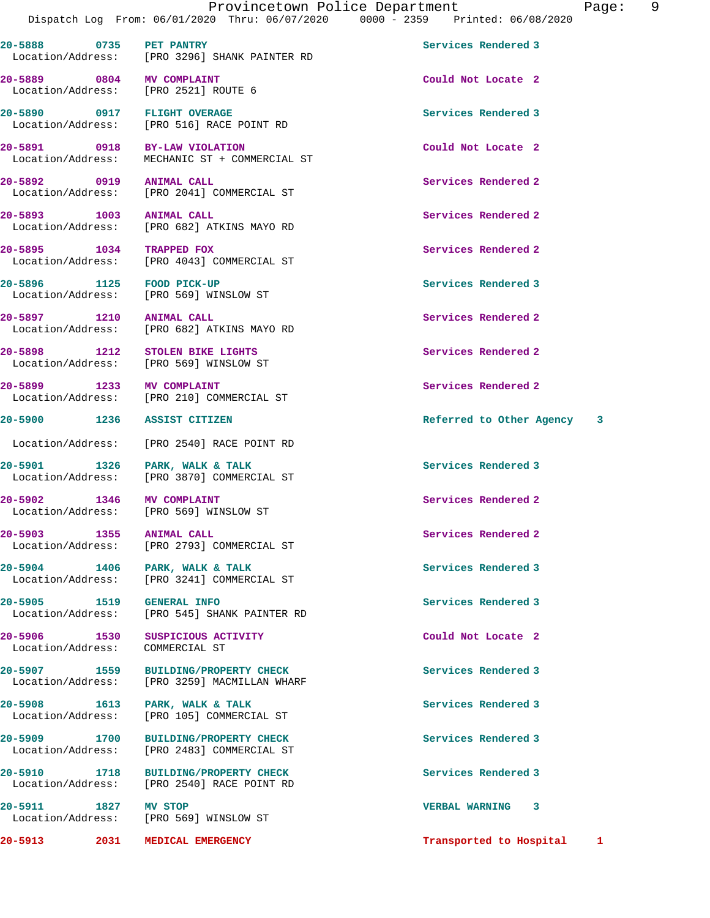20-5888 0735 PET PANTRY Services Rendered 3
Location/Address: [PRO 3296] SHANK PAINTER RD

20-5889 0804 MV COMPLAINT Could Not Locate 2
Location/Address: [PRO 2521] ROUTE 6

20-5890 0917 FLIGHT OVERAGE Services Rendered 3
Location/Address: [PRO 516] RACE POINT RD

20-5891 0918 BY-LAW VIOLATION Could Not Locate 2
Location/Address: MECHANIC ST + COMMERCIAL ST

20-5892 0919 ANIMAL CALL Services Rendered 2
Location/Address: [PRO 2041] COMMERCIAL ST

20-5893 1003 ANIMAL CALL Services Rendered 2
Location/Address: [PRO 682] ATKINS MAYO RD

20-5895 1034 TRAPPED FOX Services Rendered 2
Location/Address: [PRO 4043] COMMERCIAL ST

20-5896 1125 FOOD PICK-UP Services Rendered 3
Location/Address: [PRO 569] WINSLOW ST

20-5897 1210 ANIMAL CALL Services Rendered 2
Location/Address: [PRO 682] ATKINS MAYO RD

20-5898 1212 STOLEN BIKE LIGHTS Services Rendered 2
Location/Address: [PRO 569] WINSLOW ST

20-5899 1233 MV COMPLAINT Services Rendered 2
Location/Address: [PRO 210] COMMERCIAL ST

20-5900 1236 ASSIST CITIZEN Referred to Other Agency 3
Location/Address: [PRO 2540] RACE POINT RD

20-5901 1326 PARK, WALK & TALK Services Rendered 3
Location/Address: [PRO 3870] COMMERCIAL ST

20-5902 1346 MV COMPLAINT Services Rendered 2
Location/Address: [PRO 569] WINSLOW ST

20-5903 1355 ANIMAL CALL Services Rendered 2
Location/Address: [PRO 2793] COMMERCIAL ST

20-5904 1406 PARK, WALK & TALK Services Rendered 3
Location/Address: [PRO 3241] COMMERCIAL ST

20-5905 1519 GENERAL INFO Services Rendered 3
Location/Address: [PRO 545] SHANK PAINTER RD

20-5906 1530 SUSPICIOUS ACTIVITY Could Not Locate 2
Location/Address: COMMERCIAL ST

20-5907 1559 BUILDING/PROPERTY CHECK Services Rendered 3
Location/Address: [PRO 3259] MACMILLAN WHARF

20-5908 1613 PARK, WALK & TALK Services Rendered 3
Location/Address: [PRO 105] COMMERCIAL ST

20-5909 1700 BUILDING/PROPERTY CHECK Services Rendered 3
Location/Address: [PRO 2483] COMMERCIAL ST

20-5910 1718 BUILDING/PROPERTY CHECK Services Rendered 3
Location/Address: [PRO 2540] RACE POINT RD

20-5911 1827 MV STOP VERBAL WARNING 3
Location/Address: [PRO 569] WINSLOW ST

20-5913 2031 MEDICAL EMERGENCY Transported to Hospital 1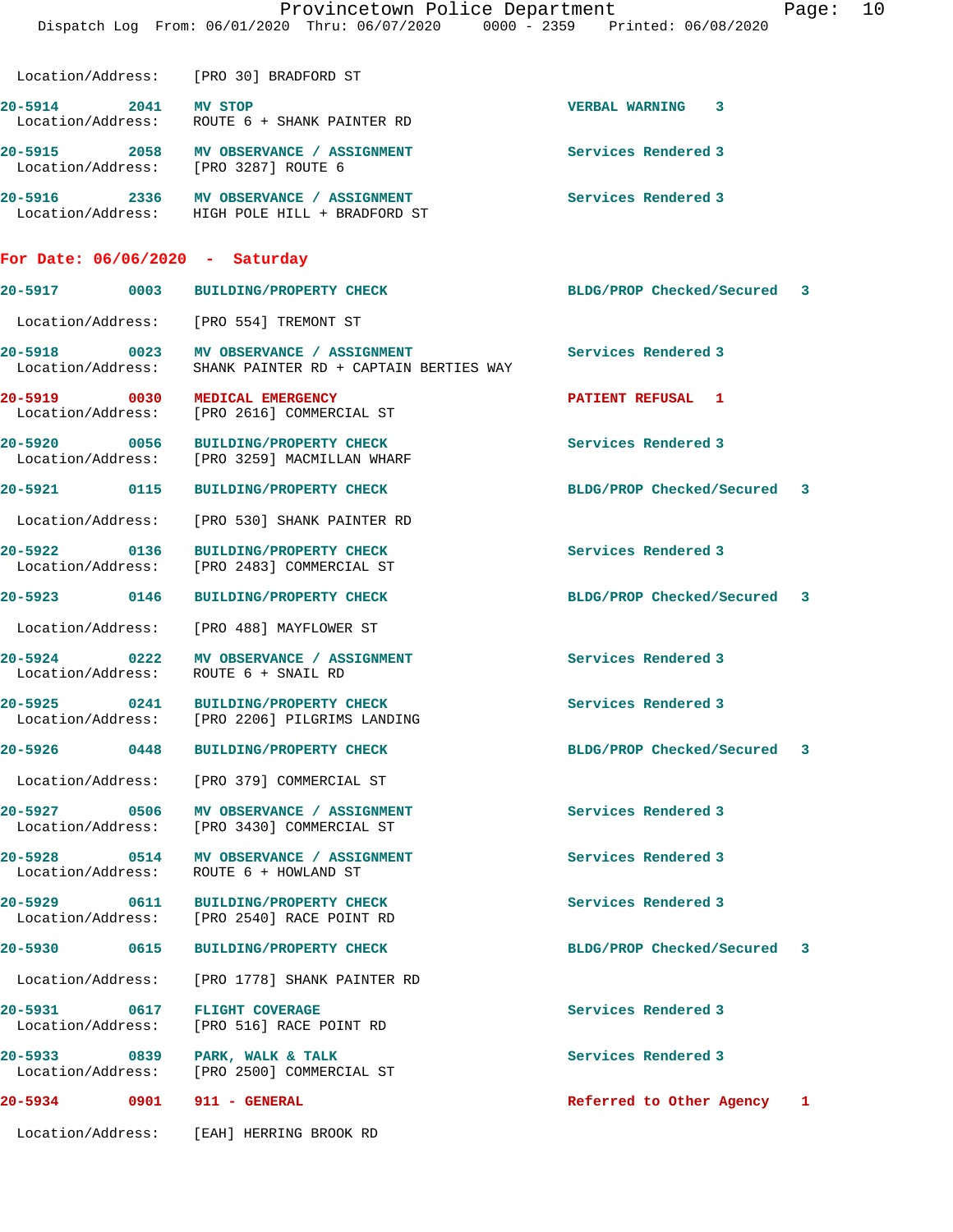Location/Address: [PRO 30] BRADFORD ST

20-5914 2041 **MV STOP** VERBAL WARNING 3
Location/Address: ROUTE 6 + SHANK PAINTER RD

20-5915 2058 **MV OBSERVANCE / ASSIGNMENT** Services Rendered 3
Location/Address: [PRO 3287] ROUTE 6

20-5916 2336 **MV OBSERVANCE / ASSIGNMENT** Services Rendered 3
Location/Address: HIGH POLE HILL + BRADFORD ST

## For Date: 06/06/2020 - Saturday

20-5917 0003 **BUILDING/PROPERTY CHECK** BLDG/PROP Checked/Secured 3
Location/Address: [PRO 554] TREMONT ST

20-5918 0023 **MV OBSERVANCE / ASSIGNMENT** Services Rendered 3
Location/Address: SHANK PAINTER RD + CAPTAIN BERTIES WAY

20-5919 0030 **MEDICAL EMERGENCY** PATIENT REFUSAL 1
Location/Address: [PRO 2616] COMMERCIAL ST

20-5920 0056 **BUILDING/PROPERTY CHECK** Services Rendered 3
Location/Address: [PRO 3259] MACMILLAN WHARF

20-5921 0115 **BUILDING/PROPERTY CHECK** BLDG/PROP Checked/Secured 3
Location/Address: [PRO 530] SHANK PAINTER RD

20-5922 0136 **BUILDING/PROPERTY CHECK** Services Rendered 3
Location/Address: [PRO 2483] COMMERCIAL ST

20-5923 0146 **BUILDING/PROPERTY CHECK** BLDG/PROP Checked/Secured 3
Location/Address: [PRO 488] MAYFLOWER ST

20-5924 0222 **MV OBSERVANCE / ASSIGNMENT** Services Rendered 3
Location/Address: ROUTE 6 + SNAIL RD

20-5925 0241 **BUILDING/PROPERTY CHECK** Services Rendered 3
Location/Address: [PRO 2206] PILGRIMS LANDING

20-5926 0448 **BUILDING/PROPERTY CHECK** BLDG/PROP Checked/Secured 3
Location/Address: [PRO 379] COMMERCIAL ST

20-5927 0506 **MV OBSERVANCE / ASSIGNMENT** Services Rendered 3
Location/Address: [PRO 3430] COMMERCIAL ST

20-5928 0514 **MV OBSERVANCE / ASSIGNMENT** Services Rendered 3
Location/Address: ROUTE 6 + HOWLAND ST

20-5929 0611 **BUILDING/PROPERTY CHECK** Services Rendered 3
Location/Address: [PRO 2540] RACE POINT RD

20-5930 0615 **BUILDING/PROPERTY CHECK** BLDG/PROP Checked/Secured 3
Location/Address: [PRO 1778] SHANK PAINTER RD

20-5931 0617 **FLIGHT COVERAGE** Services Rendered 3
Location/Address: [PRO 516] RACE POINT RD

20-5933 0839 **PARK, WALK & TALK** Services Rendered 3
Location/Address: [PRO 2500] COMMERCIAL ST

20-5934 0901 **911 - GENERAL** Referred to Other Agency 1
Location/Address: [EAH] HERRING BROOK RD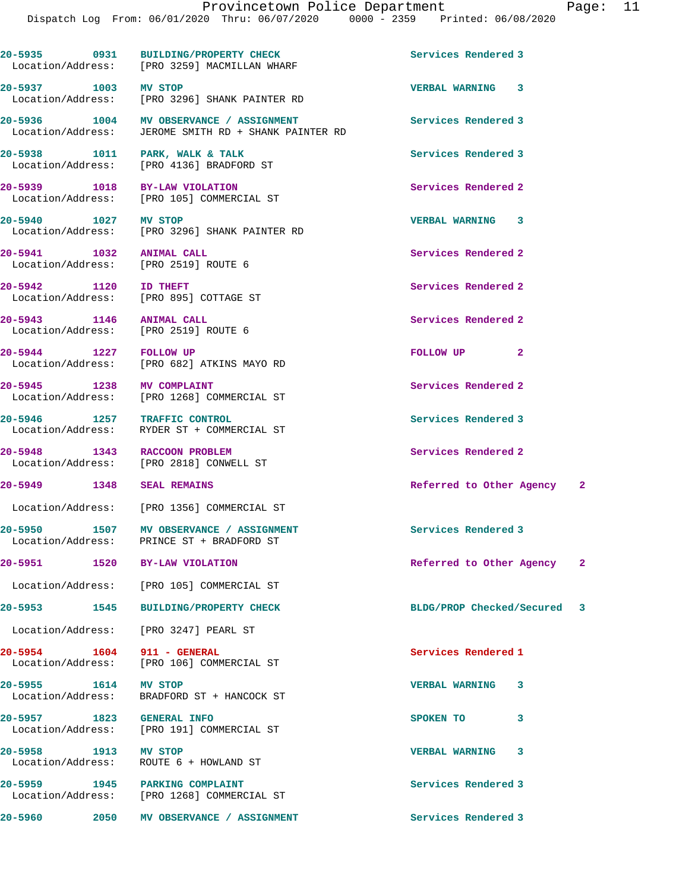| Call Number | Time | Call Reason | Action | Priority |
|---|---|---|---|---|
| 20-5935 | 0931 | BUILDING/PROPERTY CHECK | Services Rendered | 3 |
| Location/Address: | | [PRO 3259] MACMILLAN WHARF | | |
| 20-5937 | 1003 | MV STOP | VERBAL WARNING | 3 |
| Location/Address: | | [PRO 3296] SHANK PAINTER RD | | |
| 20-5936 | 1004 | MV OBSERVANCE / ASSIGNMENT | Services Rendered | 3 |
| Location/Address: | | JEROME SMITH RD + SHANK PAINTER RD | | |
| 20-5938 | 1011 | PARK, WALK & TALK | Services Rendered | 3 |
| Location/Address: | | [PRO 4136] BRADFORD ST | | |
| 20-5939 | 1018 | BY-LAW VIOLATION | Services Rendered | 2 |
| Location/Address: | | [PRO 105] COMMERCIAL ST | | |
| 20-5940 | 1027 | MV STOP | VERBAL WARNING | 3 |
| Location/Address: | | [PRO 3296] SHANK PAINTER RD | | |
| 20-5941 | 1032 | ANIMAL CALL | Services Rendered | 2 |
| Location/Address: | | [PRO 2519] ROUTE 6 | | |
| 20-5942 | 1120 | ID THEFT | Services Rendered | 2 |
| Location/Address: | | [PRO 895] COTTAGE ST | | |
| 20-5943 | 1146 | ANIMAL CALL | Services Rendered | 2 |
| Location/Address: | | [PRO 2519] ROUTE 6 | | |
| 20-5944 | 1227 | FOLLOW UP | FOLLOW UP | 2 |
| Location/Address: | | [PRO 682] ATKINS MAYO RD | | |
| 20-5945 | 1238 | MV COMPLAINT | Services Rendered | 2 |
| Location/Address: | | [PRO 1268] COMMERCIAL ST | | |
| 20-5946 | 1257 | TRAFFIC CONTROL | Services Rendered | 3 |
| Location/Address: | | RYDER ST + COMMERCIAL ST | | |
| 20-5948 | 1343 | RACCOON PROBLEM | Services Rendered | 2 |
| Location/Address: | | [PRO 2818] CONWELL ST | | |
| 20-5949 | 1348 | SEAL REMAINS | Referred to Other Agency | 2 |
| Location/Address: | | [PRO 1356] COMMERCIAL ST | | |
| 20-5950 | 1507 | MV OBSERVANCE / ASSIGNMENT | Services Rendered | 3 |
| Location/Address: | | PRINCE ST + BRADFORD ST | | |
| 20-5951 | 1520 | BY-LAW VIOLATION | Referred to Other Agency | 2 |
| Location/Address: | | [PRO 105] COMMERCIAL ST | | |
| 20-5953 | 1545 | BUILDING/PROPERTY CHECK | BLDG/PROP Checked/Secured | 3 |
| Location/Address: | | [PRO 3247] PEARL ST | | |
| 20-5954 | 1604 | 911 - GENERAL | Services Rendered | 1 |
| Location/Address: | | [PRO 106] COMMERCIAL ST | | |
| 20-5955 | 1614 | MV STOP | VERBAL WARNING | 3 |
| Location/Address: | | BRADFORD ST + HANCOCK ST | | |
| 20-5957 | 1823 | GENERAL INFO | SPOKEN TO | 3 |
| Location/Address: | | [PRO 191] COMMERCIAL ST | | |
| 20-5958 | 1913 | MV STOP | VERBAL WARNING | 3 |
| Location/Address: | | ROUTE 6 + HOWLAND ST | | |
| 20-5959 | 1945 | PARKING COMPLAINT | Services Rendered | 3 |
| Location/Address: | | [PRO 1268] COMMERCIAL ST | | |
| 20-5960 | 2050 | MV OBSERVANCE / ASSIGNMENT | Services Rendered | 3 |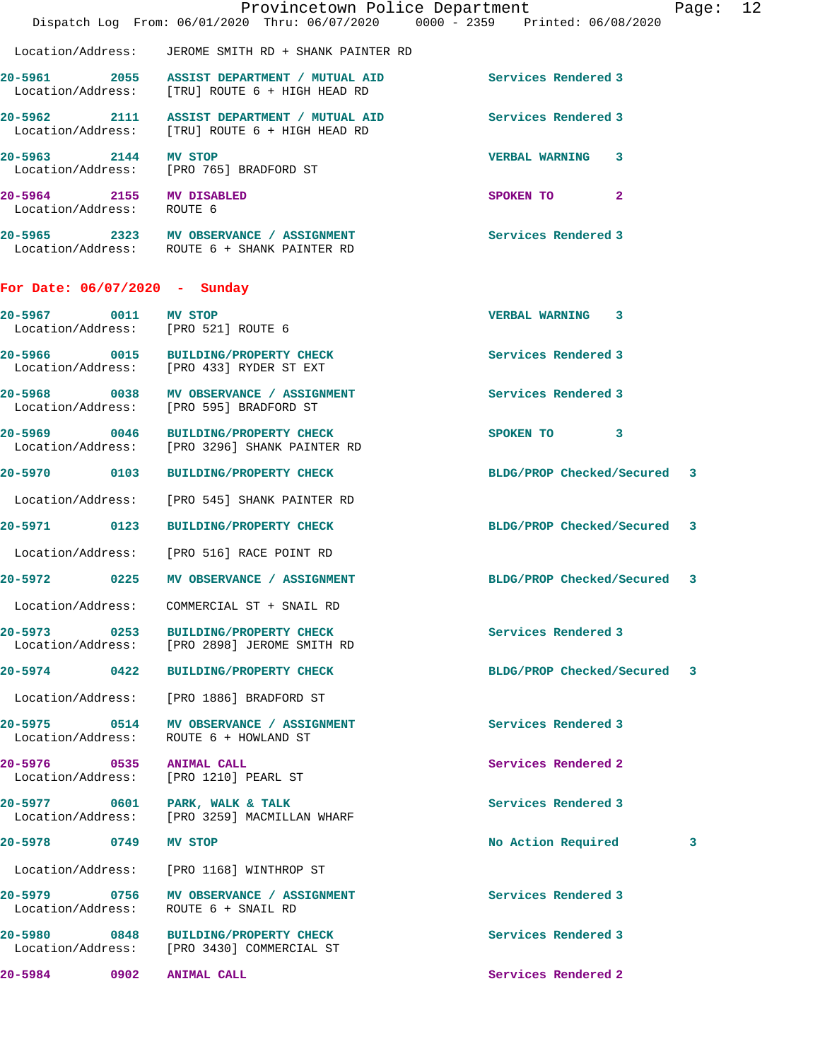Location/Address: JEROME SMITH RD + SHANK PAINTER RD

**20-5961 2055 ASSIST DEPARTMENT / MUTUAL AID** Services Rendered 3
Location/Address: [TRU] ROUTE 6 + HIGH HEAD RD

**20-5962 2111 ASSIST DEPARTMENT / MUTUAL AID** Services Rendered 3
Location/Address: [TRU] ROUTE 6 + HIGH HEAD RD

**20-5963 2144 MV STOP** VERBAL WARNING 3
Location/Address: [PRO 765] BRADFORD ST

**20-5964 2155 MV DISABLED** SPOKEN TO 2
Location/Address: ROUTE 6

**20-5965 2323 MV OBSERVANCE / ASSIGNMENT** Services Rendered 3
Location/Address: ROUTE 6 + SHANK PAINTER RD

## For Date: 06/07/2020 - Sunday

**20-5967 0011 MV STOP** VERBAL WARNING 3
Location/Address: [PRO 521] ROUTE 6

**20-5966 0015 BUILDING/PROPERTY CHECK** Services Rendered 3
Location/Address: [PRO 433] RYDER ST EXT

**20-5968 0038 MV OBSERVANCE / ASSIGNMENT** Services Rendered 3
Location/Address: [PRO 595] BRADFORD ST

**20-5969 0046 BUILDING/PROPERTY CHECK** SPOKEN TO 3
Location/Address: [PRO 3296] SHANK PAINTER RD

**20-5970 0103 BUILDING/PROPERTY CHECK** BLDG/PROP Checked/Secured 3
Location/Address: [PRO 545] SHANK PAINTER RD

**20-5971 0123 BUILDING/PROPERTY CHECK** BLDG/PROP Checked/Secured 3
Location/Address: [PRO 516] RACE POINT RD

**20-5972 0225 MV OBSERVANCE / ASSIGNMENT** BLDG/PROP Checked/Secured 3
Location/Address: COMMERCIAL ST + SNAIL RD

**20-5973 0253 BUILDING/PROPERTY CHECK** Services Rendered 3
Location/Address: [PRO 2898] JEROME SMITH RD

**20-5974 0422 BUILDING/PROPERTY CHECK** BLDG/PROP Checked/Secured 3
Location/Address: [PRO 1886] BRADFORD ST

**20-5975 0514 MV OBSERVANCE / ASSIGNMENT** Services Rendered 3
Location/Address: ROUTE 6 + HOWLAND ST

**20-5976 0535 ANIMAL CALL** Services Rendered 2
Location/Address: [PRO 1210] PEARL ST

**20-5977 0601 PARK, WALK & TALK** Services Rendered 3
Location/Address: [PRO 3259] MACMILLAN WHARF

**20-5978 0749 MV STOP** No Action Required 3
Location/Address: [PRO 1168] WINTHROP ST

**20-5979 0756 MV OBSERVANCE / ASSIGNMENT** Services Rendered 3
Location/Address: ROUTE 6 + SNAIL RD

**20-5980 0848 BUILDING/PROPERTY CHECK** Services Rendered 3
Location/Address: [PRO 3430] COMMERCIAL ST

**20-5984 0902 ANIMAL CALL** Services Rendered 2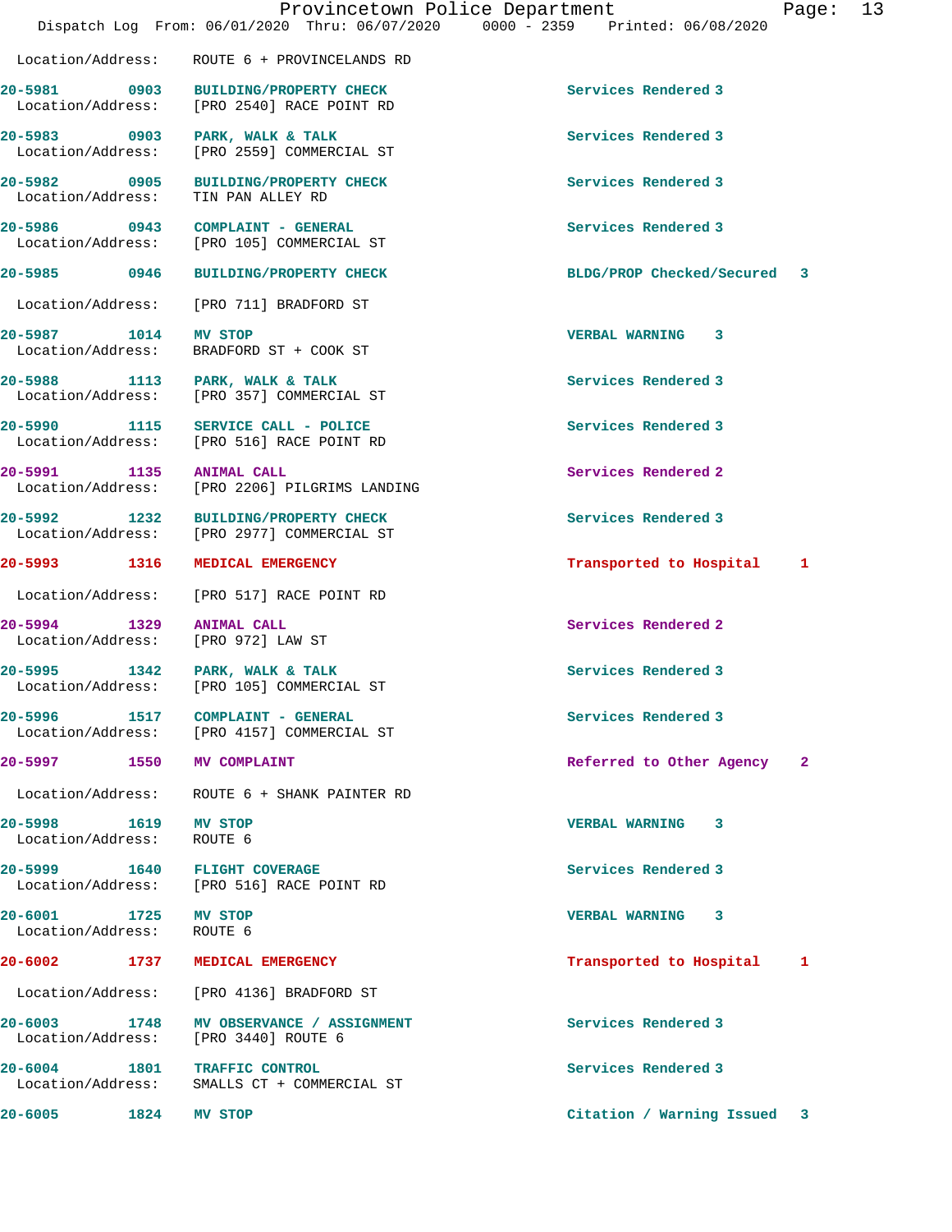Location/Address: ROUTE 6 + PROVINCELANDS RD

| Call # | Time | Call Type | Disposition |
|---|---|---|---|
| 20-5981 | 0903 | BUILDING/PROPERTY CHECK | Services Rendered 3 |
| | | Location/Address: [PRO 2540] RACE POINT RD | |
| 20-5983 | 0903 | PARK, WALK & TALK | Services Rendered 3 |
| | | Location/Address: [PRO 2559] COMMERCIAL ST | |
| 20-5982 | 0905 | BUILDING/PROPERTY CHECK | Services Rendered 3 |
| | | Location/Address: TIN PAN ALLEY RD | |
| 20-5986 | 0943 | COMPLAINT - GENERAL | Services Rendered 3 |
| | | Location/Address: [PRO 105] COMMERCIAL ST | |
| 20-5985 | 0946 | BUILDING/PROPERTY CHECK | BLDG/PROP Checked/Secured 3 |
| | | Location/Address: [PRO 711] BRADFORD ST | |
| 20-5987 | 1014 | MV STOP | VERBAL WARNING 3 |
| | | Location/Address: BRADFORD ST + COOK ST | |
| 20-5988 | 1113 | PARK, WALK & TALK | Services Rendered 3 |
| | | Location/Address: [PRO 357] COMMERCIAL ST | |
| 20-5990 | 1115 | SERVICE CALL - POLICE | Services Rendered 3 |
| | | Location/Address: [PRO 516] RACE POINT RD | |
| 20-5991 | 1135 | ANIMAL CALL | Services Rendered 2 |
| | | Location/Address: [PRO 2206] PILGRIMS LANDING | |
| 20-5992 | 1232 | BUILDING/PROPERTY CHECK | Services Rendered 3 |
| | | Location/Address: [PRO 2977] COMMERCIAL ST | |
| 20-5993 | 1316 | MEDICAL EMERGENCY | Transported to Hospital 1 |
| | | Location/Address: [PRO 517] RACE POINT RD | |
| 20-5994 | 1329 | ANIMAL CALL | Services Rendered 2 |
| | | Location/Address: [PRO 972] LAW ST | |
| 20-5995 | 1342 | PARK, WALK & TALK | Services Rendered 3 |
| | | Location/Address: [PRO 105] COMMERCIAL ST | |
| 20-5996 | 1517 | COMPLAINT - GENERAL | Services Rendered 3 |
| | | Location/Address: [PRO 4157] COMMERCIAL ST | |
| 20-5997 | 1550 | MV COMPLAINT | Referred to Other Agency 2 |
| | | Location/Address: ROUTE 6 + SHANK PAINTER RD | |
| 20-5998 | 1619 | MV STOP | VERBAL WARNING 3 |
| | | Location/Address: ROUTE 6 | |
| 20-5999 | 1640 | FLIGHT COVERAGE | Services Rendered 3 |
| | | Location/Address: [PRO 516] RACE POINT RD | |
| 20-6001 | 1725 | MV STOP | VERBAL WARNING 3 |
| | | Location/Address: ROUTE 6 | |
| 20-6002 | 1737 | MEDICAL EMERGENCY | Transported to Hospital 1 |
| | | Location/Address: [PRO 4136] BRADFORD ST | |
| 20-6003 | 1748 | MV OBSERVANCE / ASSIGNMENT | Services Rendered 3 |
| | | Location/Address: [PRO 3440] ROUTE 6 | |
| 20-6004 | 1801 | TRAFFIC CONTROL | Services Rendered 3 |
| | | Location/Address: SMALLS CT + COMMERCIAL ST | |
| 20-6005 | 1824 | MV STOP | Citation / Warning Issued 3 |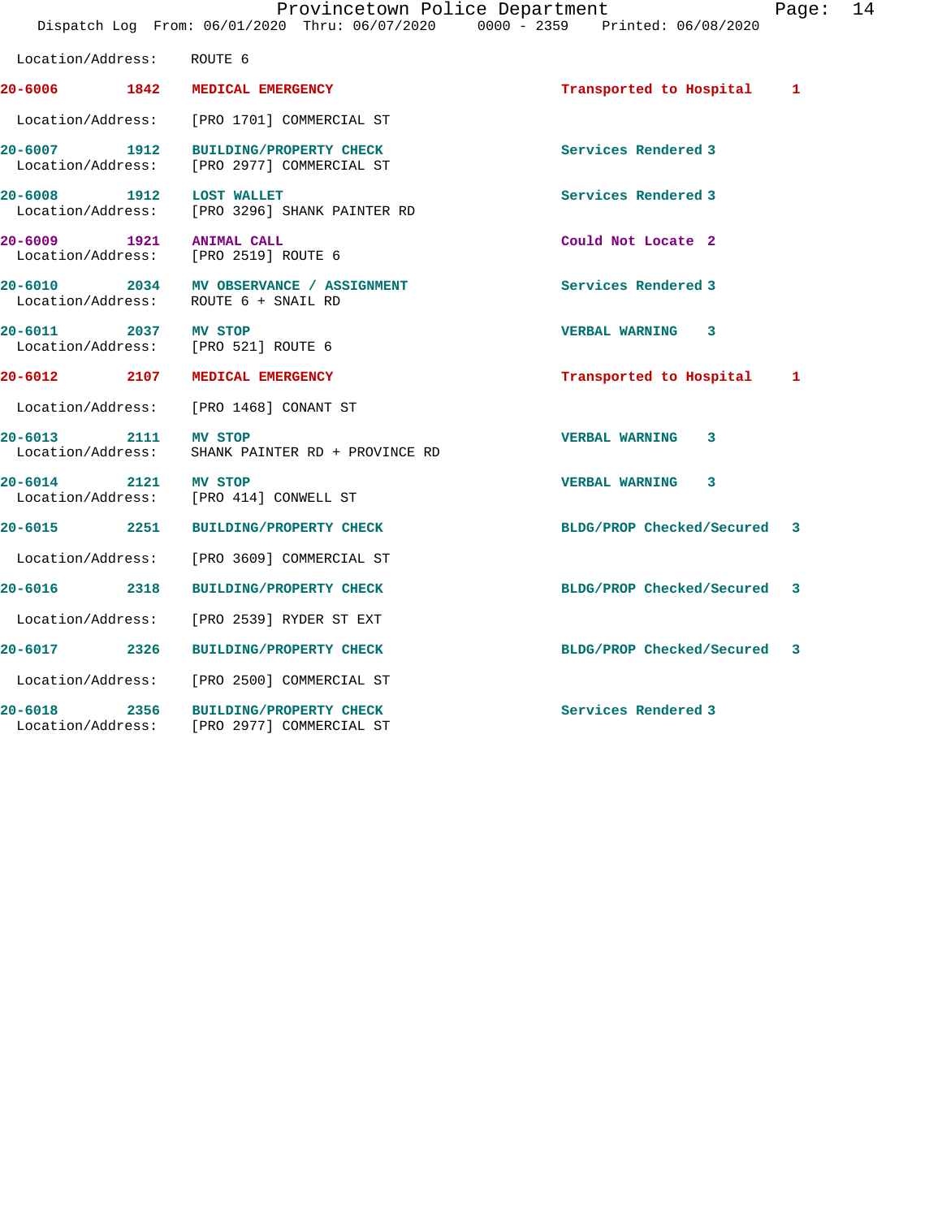Location/Address: ROUTE 6

| | | | | |
|---|---|---|---|---|
| 20-6006 | 1842 | MEDICAL EMERGENCY | Transported to Hospital | 1 |
| Location/Address: | [PRO 1701] COMMERCIAL ST | | | |
| 20-6007 | 1912 | BUILDING/PROPERTY CHECK | Services Rendered | 3 |
| Location/Address: | [PRO 2977] COMMERCIAL ST | | | |
| 20-6008 | 1912 | LOST WALLET | Services Rendered | 3 |
| Location/Address: | [PRO 3296] SHANK PAINTER RD | | | |
| 20-6009 | 1921 | ANIMAL CALL | Could Not Locate | 2 |
| Location/Address: | [PRO 2519] ROUTE 6 | | | |
| 20-6010 | 2034 | MV OBSERVANCE / ASSIGNMENT | Services Rendered | 3 |
| Location/Address: | ROUTE 6 + SNAIL RD | | | |
| 20-6011 | 2037 | MV STOP | VERBAL WARNING | 3 |
| Location/Address: | [PRO 521] ROUTE 6 | | | |
| 20-6012 | 2107 | MEDICAL EMERGENCY | Transported to Hospital | 1 |
| Location/Address: | [PRO 1468] CONANT ST | | | |
| 20-6013 | 2111 | MV STOP | VERBAL WARNING | 3 |
| Location/Address: | SHANK PAINTER RD + PROVINCE RD | | | |
| 20-6014 | 2121 | MV STOP | VERBAL WARNING | 3 |
| Location/Address: | [PRO 414] CONWELL ST | | | |
| 20-6015 | 2251 | BUILDING/PROPERTY CHECK | BLDG/PROP Checked/Secured | 3 |
| Location/Address: | [PRO 3609] COMMERCIAL ST | | | |
| 20-6016 | 2318 | BUILDING/PROPERTY CHECK | BLDG/PROP Checked/Secured | 3 |
| Location/Address: | [PRO 2539] RYDER ST EXT | | | |
| 20-6017 | 2326 | BUILDING/PROPERTY CHECK | BLDG/PROP Checked/Secured | 3 |
| Location/Address: | [PRO 2500] COMMERCIAL ST | | | |
| 20-6018 | 2356 | BUILDING/PROPERTY CHECK | Services Rendered | 3 |
| Location/Address: | [PRO 2977] COMMERCIAL ST | | | |